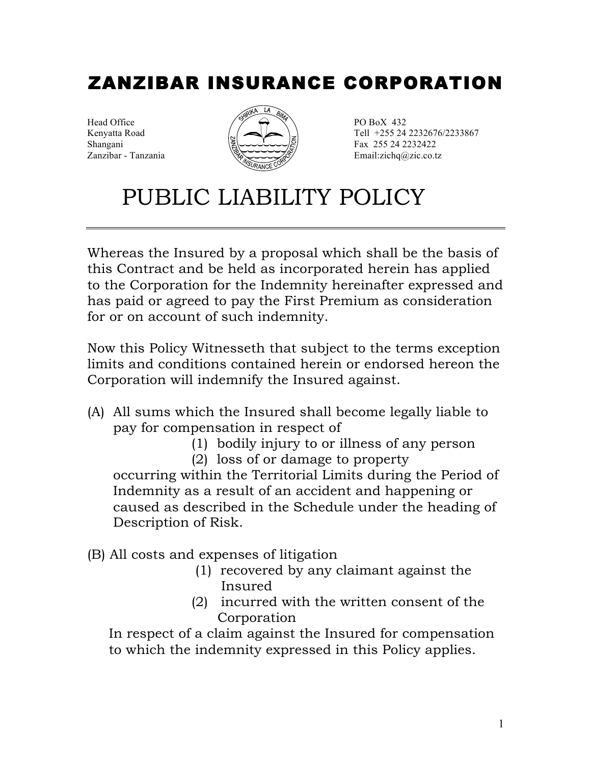# ZANZIBAR INSURANCE CORPORATION

Head Office
Kenyatta Road
Shangani
Zanzibar - Tanzania

PO BoX 432
Tell +255 24 2232676/2233867
Fax 255 24 2232422
Email:zichq@zic.co.tz

# PUBLIC LIABILITY POLICY

---

Whereas the Insured by a proposal which shall be the basis of this Contract and be held as incorporated herein has applied to the Corporation for the Indemnity hereinafter expressed and has paid or agreed to pay the First Premium as consideration for or on account of such indemnity.

Now this Policy Witnesseth that subject to the terms exception limits and conditions contained herein or endorsed hereon the Corporation will indemnify the Insured against.

(A) All sums which the Insured shall become legally liable to pay for compensation in respect of

(1) bodily injury to or illness of any person

(2) loss of or damage to property

occurring within the Territorial Limits during the Period of Indemnity as a result of an accident and happening or caused as described in the Schedule under the heading of Description of Risk.

(B) All costs and expenses of litigation

(1) recovered by any claimant against the Insured

(2) incurred with the written consent of the Corporation

In respect of a claim against the Insured for compensation to which the indemnity expressed in this Policy applies.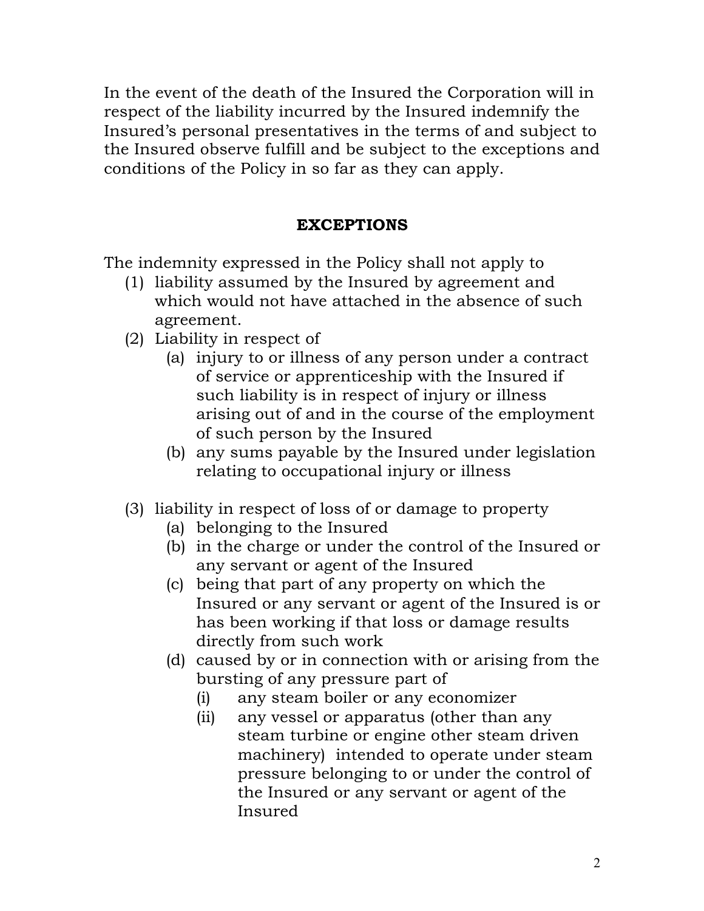In the event of the death of the Insured the Corporation will in respect of the liability incurred by the Insured indemnify the Insured's personal presentatives in the terms of and subject to the Insured observe fulfill and be subject to the exceptions and conditions of the Policy in so far as they can apply.

## EXCEPTIONS

The indemnity expressed in the Policy shall not apply to

(1) liability assumed by the Insured by agreement and which would not have attached in the absence of such agreement.

(2) Liability in respect of
   - (a) injury to or illness of any person under a contract of service or apprenticeship with the Insured if such liability is in respect of injury or illness arising out of and in the course of the employment of such person by the Insured
   - (b) any sums payable by the Insured under legislation relating to occupational injury or illness

(3) liability in respect of loss of or damage to property
   - (a) belonging to the Insured
   - (b) in the charge or under the control of the Insured or any servant or agent of the Insured
   - (c) being that part of any property on which the Insured or any servant or agent of the Insured is or has been working if that loss or damage results directly from such work
   - (d) caused by or in connection with or arising from the bursting of any pressure part of
     - (i) any steam boiler or any economizer
     - (ii) any vessel or apparatus (other than any steam turbine or engine other steam driven machinery) intended to operate under steam pressure belonging to or under the control of the Insured or any servant or agent of the Insured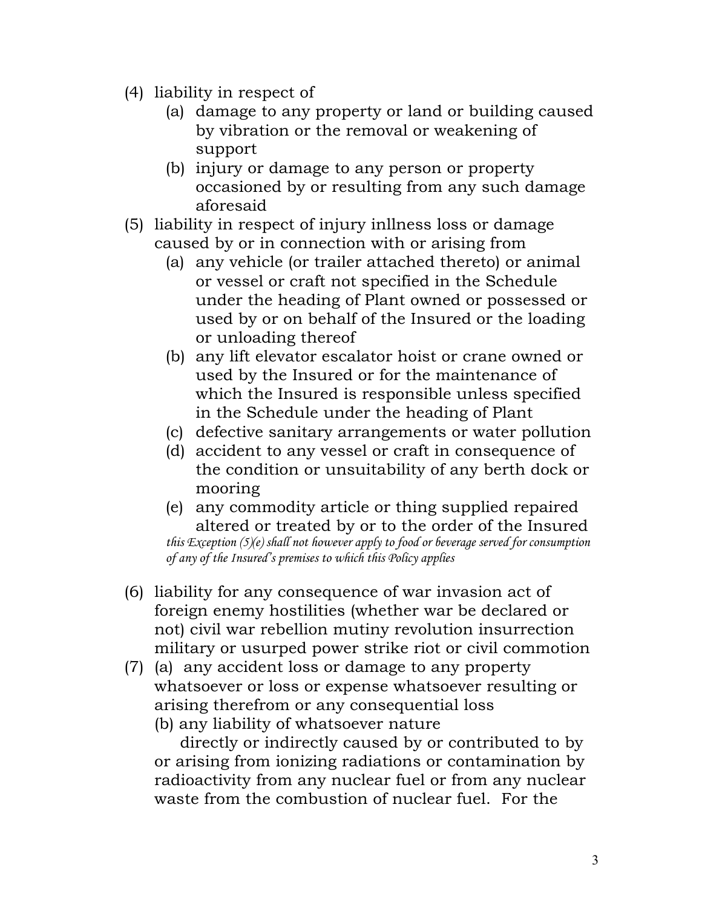(4) liability in respect of
   - (a) damage to any property or land or building caused by vibration or the removal or weakening of support
   - (b) injury or damage to any person or property occasioned by or resulting from any such damage aforesaid

(5) liability in respect of injury inllness loss or damage caused by or in connection with or arising from
   - (a) any vehicle (or trailer attached thereto) or animal or vessel or craft not specified in the Schedule under the heading of Plant owned or possessed or used by or on behalf of the Insured or the loading or unloading thereof
   - (b) any lift elevator escalator hoist or crane owned or used by the Insured or for the maintenance of which the Insured is responsible unless specified in the Schedule under the heading of Plant
   - (c) defective sanitary arrangements or water pollution
   - (d) accident to any vessel or craft in consequence of the condition or unsuitability of any berth dock or mooring
   - (e) any commodity article or thing supplied repaired altered or treated by or to the order of the Insured

   *this Exception (5)(e) shall not however apply to food or beverage served for consumption of any of the Insured's premises to which this Policy applies*

(6) liability for any consequence of war invasion act of foreign enemy hostilities (whether war be declared or not) civil war rebellion mutiny revolution insurrection military or usurped power strike riot or civil commotion

(7) (a) any accident loss or damage to any property whatsoever or loss or expense whatsoever resulting or arising therefrom or any consequential loss

   (b) any liability of whatsoever nature

   directly or indirectly caused by or contributed to by or arising from ionizing radiations or contamination by radioactivity from any nuclear fuel or from any nuclear waste from the combustion of nuclear fuel. For the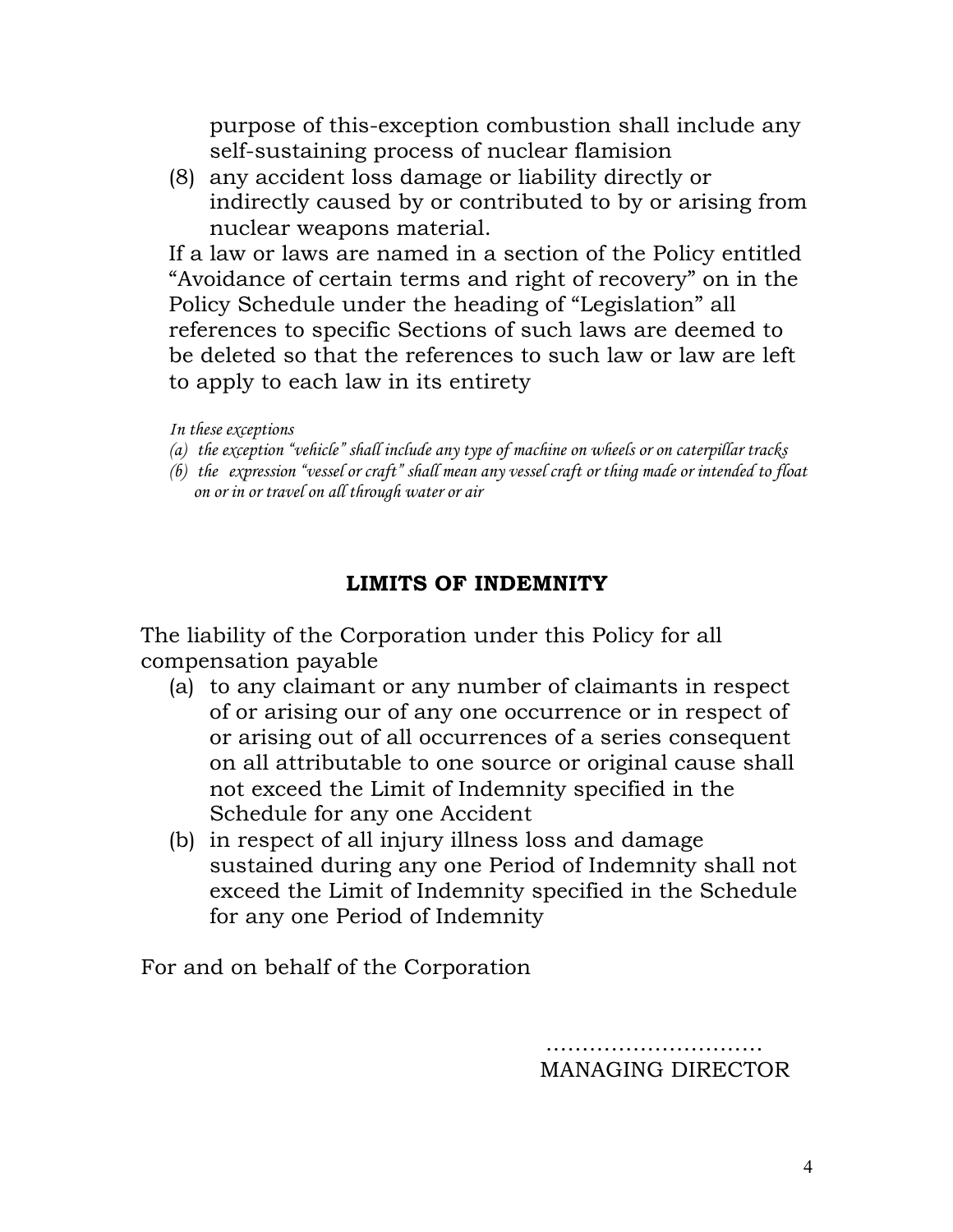purpose of this-exception combustion shall include any self-sustaining process of nuclear flamision

(8) any accident loss damage or liability directly or indirectly caused by or contributed to by or arising from nuclear weapons material.

If a law or laws are named in a section of the Policy entitled "Avoidance of certain terms and right of recovery" on in the Policy Schedule under the heading of "Legislation" all references to specific Sections of such laws are deemed to be deleted so that the references to such law or law are left to apply to each law in its entirety

*In these exceptions*

*(a) the exception "vehicle" shall include any type of machine on wheels or on caterpillar tracks*

*(b) the expression "vessel or craft" shall mean any vessel craft or thing made or intended to float on or in or travel on all through water or air*

## LIMITS OF INDEMNITY

The liability of the Corporation under this Policy for all compensation payable

(a) to any claimant or any number of claimants in respect of or arising our of any one occurrence or in respect of or arising out of all occurrences of a series consequent on all attributable to one source or original cause shall not exceed the Limit of Indemnity specified in the Schedule for any one Accident

(b) in respect of all injury illness loss and damage sustained during any one Period of Indemnity shall not exceed the Limit of Indemnity specified in the Schedule for any one Period of Indemnity

For and on behalf of the Corporation

…………………………
MANAGING DIRECTOR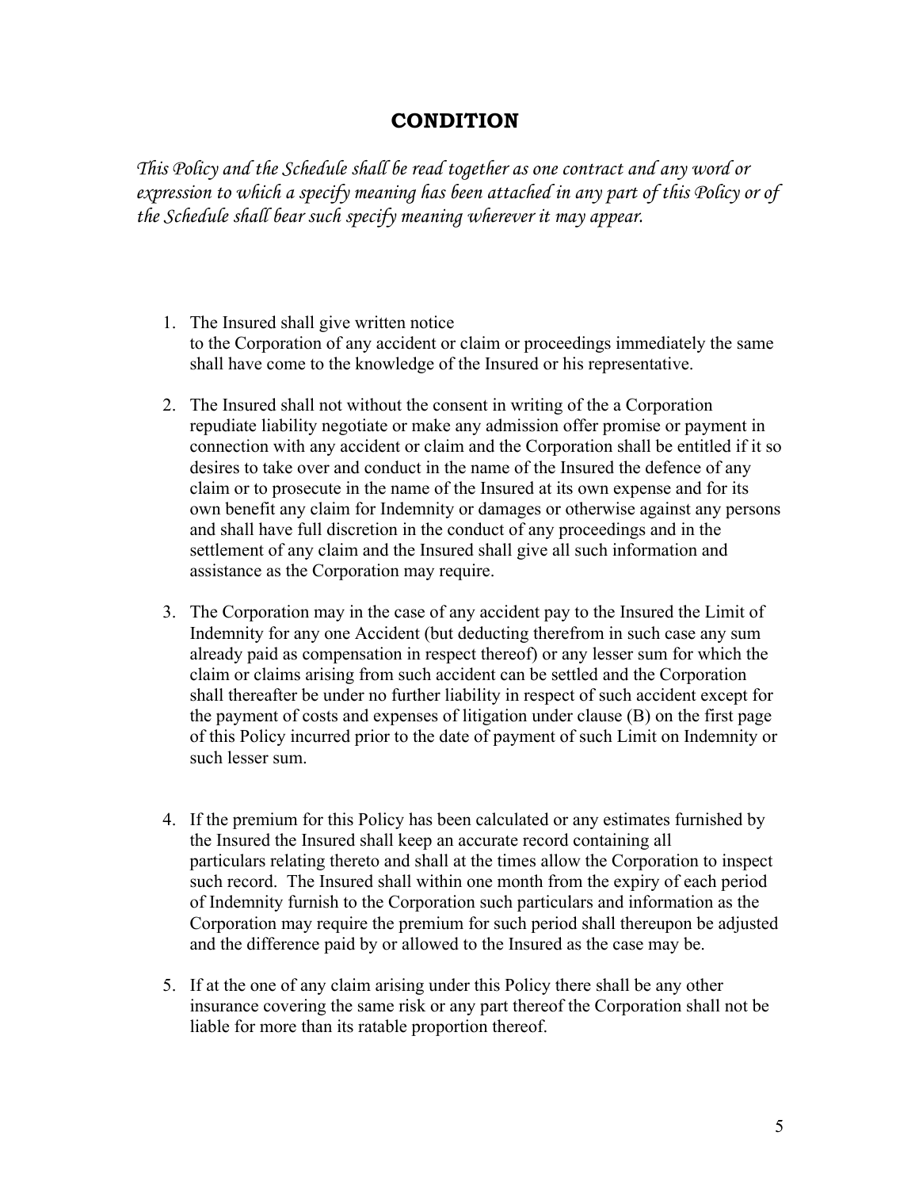## CONDITION

*This Policy and the Schedule shall be read together as one contract and any word or expression to which a specify meaning has been attached in any part of this Policy or of the Schedule shall bear such specify meaning wherever it may appear.*

1. The Insured shall give written notice to the Corporation of any accident or claim or proceedings immediately the same shall have come to the knowledge of the Insured or his representative.

2. The Insured shall not without the consent in writing of the a Corporation repudiate liability negotiate or make any admission offer promise or payment in connection with any accident or claim and the Corporation shall be entitled if it so desires to take over and conduct in the name of the Insured the defence of any claim or to prosecute in the name of the Insured at its own expense and for its own benefit any claim for Indemnity or damages or otherwise against any persons and shall have full discretion in the conduct of any proceedings and in the settlement of any claim and the Insured shall give all such information and assistance as the Corporation may require.

3. The Corporation may in the case of any accident pay to the Insured the Limit of Indemnity for any one Accident (but deducting therefrom in such case any sum already paid as compensation in respect thereof) or any lesser sum for which the claim or claims arising from such accident can be settled and the Corporation shall thereafter be under no further liability in respect of such accident except for the payment of costs and expenses of litigation under clause (B) on the first page of this Policy incurred prior to the date of payment of such Limit on Indemnity or such lesser sum.

4. If the premium for this Policy has been calculated or any estimates furnished by the Insured the Insured shall keep an accurate record containing all particulars relating thereto and shall at the times allow the Corporation to inspect such record. The Insured shall within one month from the expiry of each period of Indemnity furnish to the Corporation such particulars and information as the Corporation may require the premium for such period shall thereupon be adjusted and the difference paid by or allowed to the Insured as the case may be.

5. If at the one of any claim arising under this Policy there shall be any other insurance covering the same risk or any part thereof the Corporation shall not be liable for more than its ratable proportion thereof.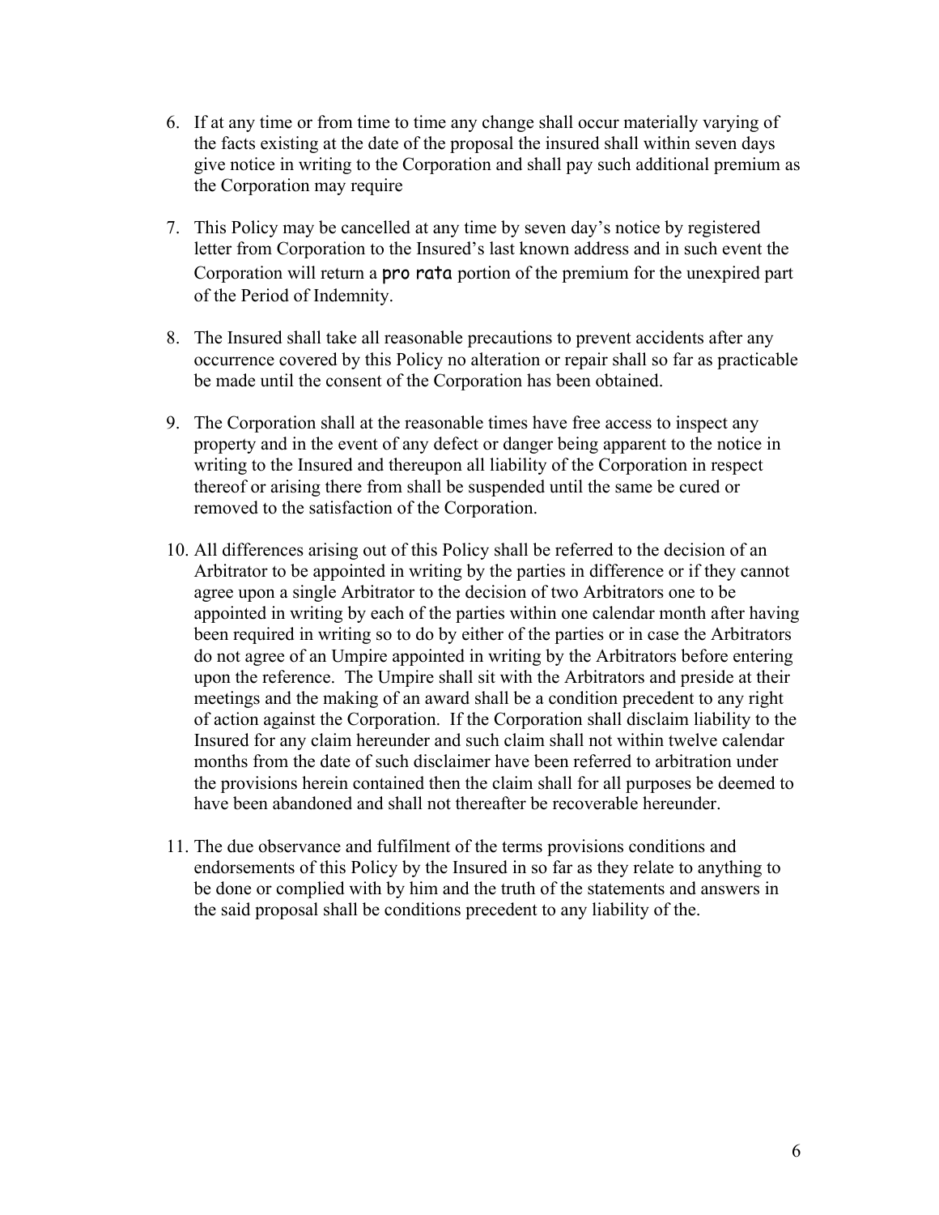6. If at any time or from time to time any change shall occur materially varying of the facts existing at the date of the proposal the insured shall within seven days give notice in writing to the Corporation and shall pay such additional premium as the Corporation may require

7. This Policy may be cancelled at any time by seven day's notice by registered letter from Corporation to the Insured's last known address and in such event the Corporation will return a **pro rata** portion of the premium for the unexpired part of the Period of Indemnity.

8. The Insured shall take all reasonable precautions to prevent accidents after any occurrence covered by this Policy no alteration or repair shall so far as practicable be made until the consent of the Corporation has been obtained.

9. The Corporation shall at the reasonable times have free access to inspect any property and in the event of any defect or danger being apparent to the notice in writing to the Insured and thereupon all liability of the Corporation in respect thereof or arising there from shall be suspended until the same be cured or removed to the satisfaction of the Corporation.

10. All differences arising out of this Policy shall be referred to the decision of an Arbitrator to be appointed in writing by the parties in difference or if they cannot agree upon a single Arbitrator to the decision of two Arbitrators one to be appointed in writing by each of the parties within one calendar month after having been required in writing so to do by either of the parties or in case the Arbitrators do not agree of an Umpire appointed in writing by the Arbitrators before entering upon the reference. The Umpire shall sit with the Arbitrators and preside at their meetings and the making of an award shall be a condition precedent to any right of action against the Corporation. If the Corporation shall disclaim liability to the Insured for any claim hereunder and such claim shall not within twelve calendar months from the date of such disclaimer have been referred to arbitration under the provisions herein contained then the claim shall for all purposes be deemed to have been abandoned and shall not thereafter be recoverable hereunder.

11. The due observance and fulfilment of the terms provisions conditions and endorsements of this Policy by the Insured in so far as they relate to anything to be done or complied with by him and the truth of the statements and answers in the said proposal shall be conditions precedent to any liability of the.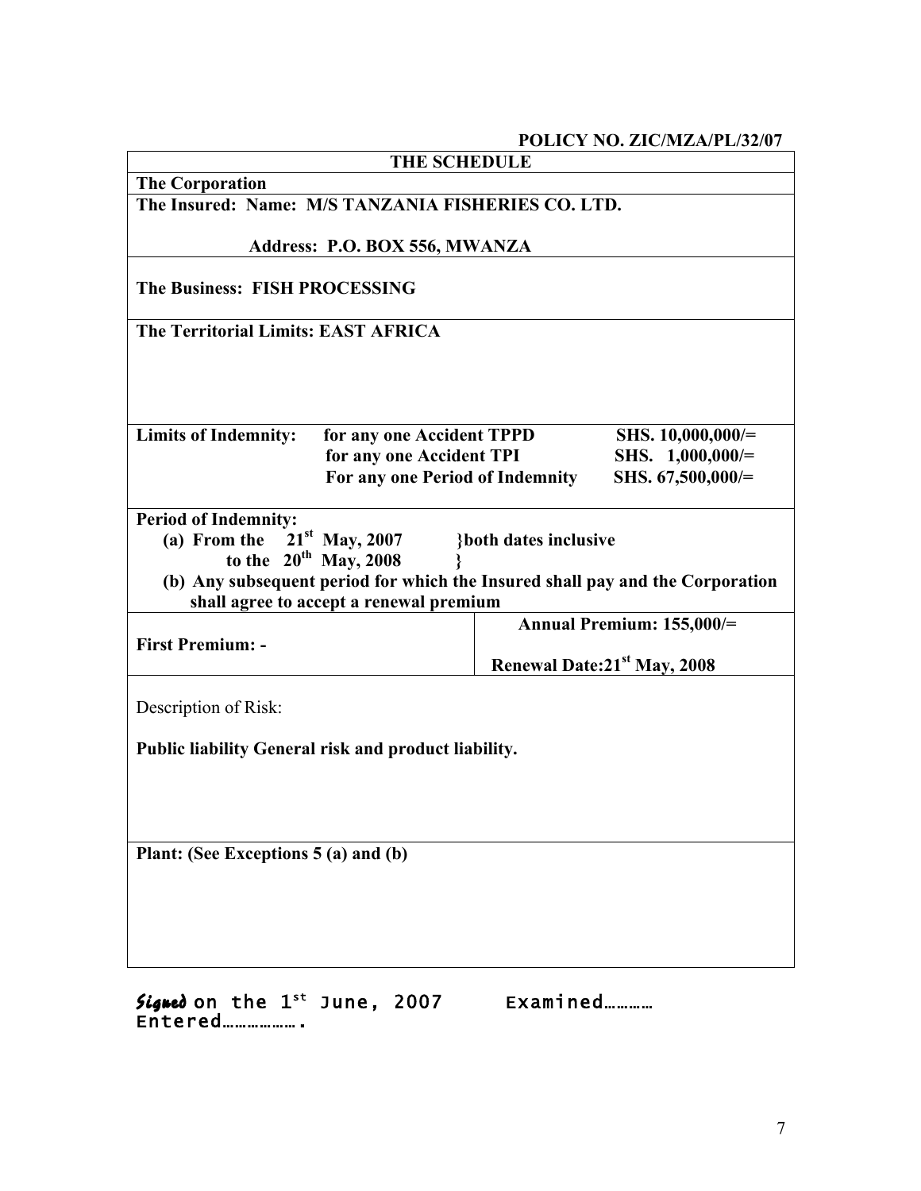**POLICY NO. ZIC/MZA/PL/32/07**

**THE SCHEDULE**

**The Corporation**

**The Insured: Name: M/S TANZANIA FISHERIES CO. LTD.**

**Address: P.O. BOX 556, MWANZA**

**The Business: FISH PROCESSING**

**The Territorial Limits: EAST AFRICA**

| | | |
|---|---|---|
| **Limits of Indemnity:** | **for any one Accident TPPD** | **SHS. 10,000,000/=** |
| | **for any one Accident TPI** | **SHS. 1,000,000/=** |
| | **For any one Period of Indemnity** | **SHS. 67,500,000/=** |

**Period of Indemnity:**

**(a) From the 21st May, 2007 }both dates inclusive**
**to the 20th May, 2008 }**

**(b) Any subsequent period for which the Insured shall pay and the Corporation shall agree to accept a renewal premium**

| | |
|---|---|
| **First Premium: -** | **Annual Premium: 155,000/=** |
| | **Renewal Date:21st May, 2008** |

Description of Risk:

**Public liability General risk and product liability.**

**Plant: (See Exceptions 5 (a) and (b)**

*Signed* on the 1st June, 2007 Examined………… Entered……………….